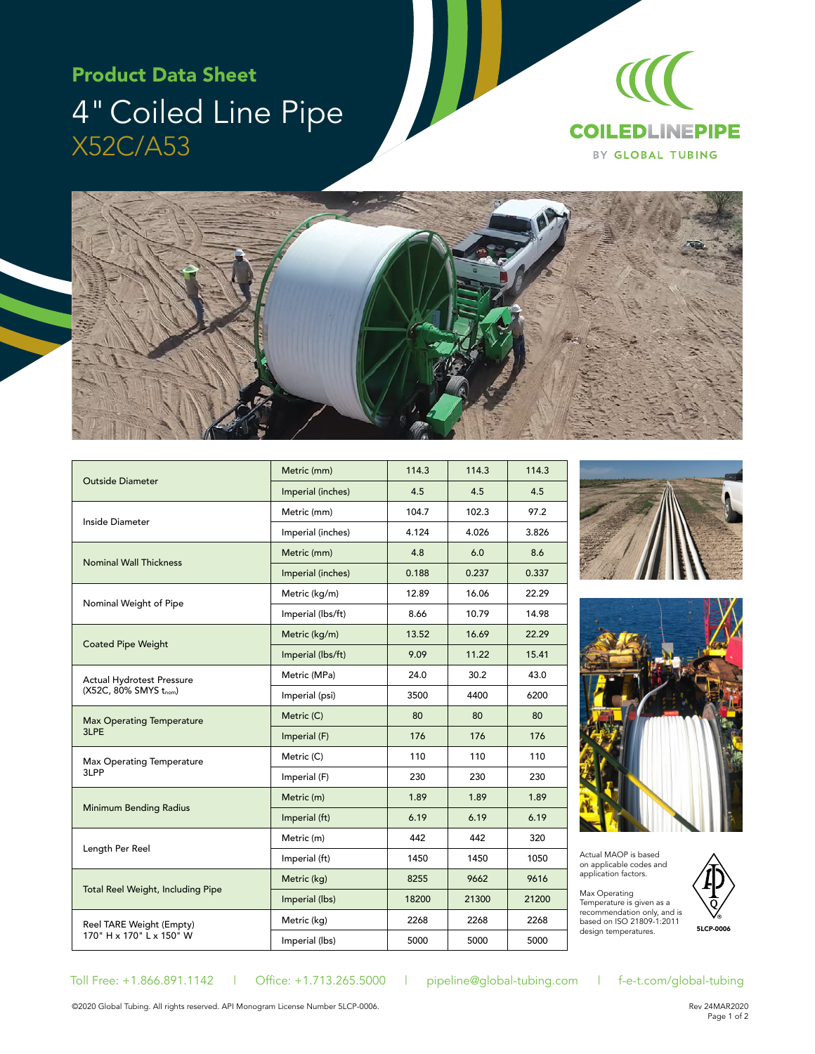# Product Data Sheet

## 4" Coiled Line Pipe

### X52C/A53

COILEDLINEPIPE BY GLOBAL TUBING

| | | | | |
|---|---|---|---|---|
| Outside Diameter | Metric (mm) | 114.3 | 114.3 | 114.3 |
| | Imperial (inches) | 4.5 | 4.5 | 4.5 |
| Inside Diameter | Metric (mm) | 104.7 | 102.3 | 97.2 |
| | Imperial (inches) | 4.124 | 4.026 | 3.826 |
| Nominal Wall Thickness | Metric (mm) | 4.8 | 6.0 | 8.6 |
| | Imperial (inches) | 0.188 | 0.237 | 0.337 |
| Nominal Weight of Pipe | Metric (kg/m) | 12.89 | 16.06 | 22.29 |
| | Imperial (lbs/ft) | 8.66 | 10.79 | 14.98 |
| Coated Pipe Weight | Metric (kg/m) | 13.52 | 16.69 | 22.29 |
| | Imperial (lbs/ft) | 9.09 | 11.22 | 15.41 |
| Actual Hydrotest Pressure (X52C, 80% SMYS $t_{nom}$) | Metric (MPa) | 24.0 | 30.2 | 43.0 |
| | Imperial (psi) | 3500 | 4400 | 6200 |
| Max Operating Temperature 3LPE | Metric (C) | 80 | 80 | 80 |
| | Imperial (F) | 176 | 176 | 176 |
| Max Operating Temperature 3LPP | Metric (C) | 110 | 110 | 110 |
| | Imperial (F) | 230 | 230 | 230 |
| Minimum Bending Radius | Metric (m) | 1.89 | 1.89 | 1.89 |
| | Imperial (ft) | 6.19 | 6.19 | 6.19 |
| Length Per Reel | Metric (m) | 442 | 442 | 320 |
| | Imperial (ft) | 1450 | 1450 | 1050 |
| Total Reel Weight, Including Pipe | Metric (kg) | 8255 | 9662 | 9616 |
| | Imperial (lbs) | 18200 | 21300 | 21200 |
| Reel TARE Weight (Empty) 170" H x 170" L x 150" W | Metric (kg) | 2268 | 2268 | 2268 |
| | Imperial (lbs) | 5000 | 5000 | 5000 |

Actual MAOP is based on applicable codes and application factors.

Max Operating Temperature is given as a recommendation only, and is based on ISO 21809-1:2011 design temperatures.

5LCP-0006

Toll Free: +1.866.891.1142 | Office: +1.713.265.5000 | pipeline@global-tubing.com | f-e-t.com/global-tubing

©2020 Global Tubing. All rights reserved. API Monogram License Number 5LCP-0006.

Rev 24MAR2020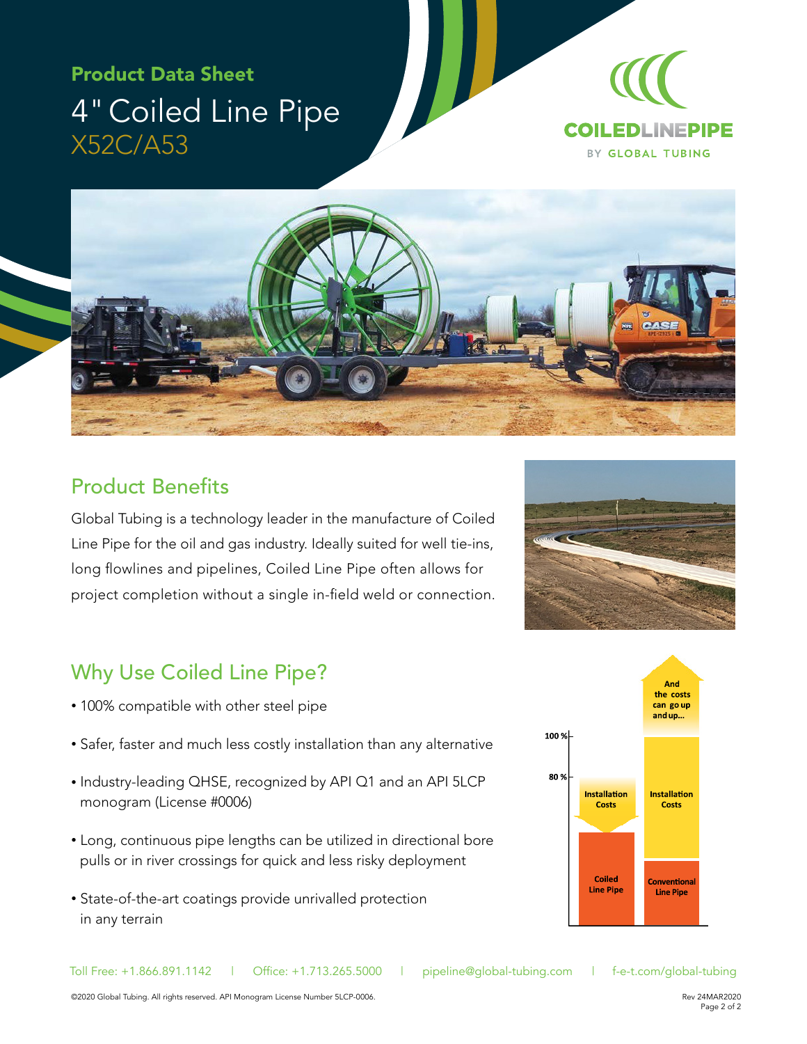Product Data Sheet

# 4" Coiled Line Pipe

X52C/A53

COILEDLINEPIPE

BY GLOBAL TUBING

## Product Benefits

Global Tubing is a technology leader in the manufacture of Coiled Line Pipe for the oil and gas industry. Ideally suited for well tie-ins, long flowlines and pipelines, Coiled Line Pipe often allows for project completion without a single in-field weld or connection.

## Why Use Coiled Line Pipe?

- 100% compatible with other steel pipe
- Safer, faster and much less costly installation than any alternative
- Industry-leading QHSE, recognized by API Q1 and an API 5LCP monogram (License #0006)
- Long, continuous pipe lengths can be utilized in directional bore pulls or in river crossings for quick and less risky deployment
- State-of-the-art coatings provide unrivalled protection in any terrain

100 %

80 %

Installation Costs

Coiled Line Pipe

And the costs can go up and up...

Installation Costs

Conventional Line Pipe

Toll Free: +1.866.891.1142 | Office: +1.713.265.5000 | pipeline@global-tubing.com | f-e-t.com/global-tubing

©2020 Global Tubing. All rights reserved. API Monogram License Number 5LCP-0006.

Rev 24MAR2020